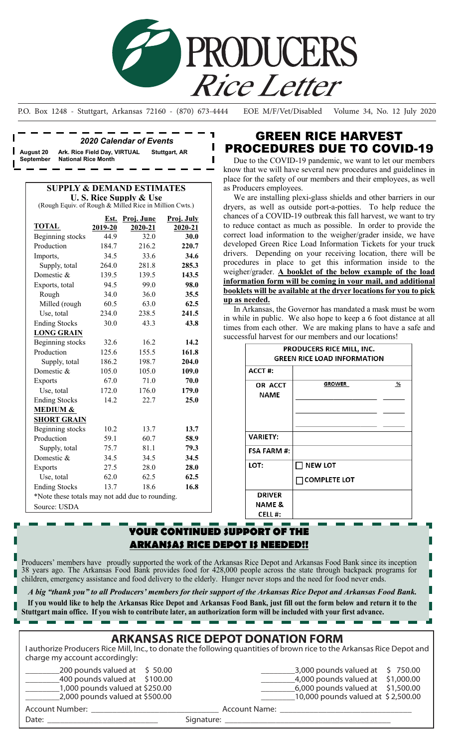# PRODUCERS Rice Letter

P.O. Box 1248 - Stuttgart, Arkansas 72160 - (870) 673-4444 EOE M/F/Vet/Disabled Volume 34, No. 12 July 2020

***2020 Calendar of Events***

| | | |
|---|---|---|
| **August 20** | **Ark. Rice Field Day, VIRTUAL** | **Stuttgart, AR** |
| **September** | **National Rice Month** | |

**SUPPLY & DEMAND ESTIMATES**

**U. S. Rice Supply & Use**

(Rough Equiv. of Rough & Milled Rice in Million Cwts.)

| **TOTAL** | **Est. 2019-20** | **Proj. June 2020-21** | **Proj. July 2020-21** |
|---|---|---|---|
| Beginning stocks | 44.9 | 32.0 | **30.0** |
| Production | 184.7 | 216.2 | **220.7** |
| Imports, | 34.5 | 33.6 | **34.6** |
| Supply, total | 264.0 | 281.8 | **285.3** |
| Domestic & | 139.5 | 139.5 | **143.5** |
| Exports, total | 94.5 | 99.0 | **98.0** |
| Rough | 34.0 | 36.0 | **35.5** |
| Milled (rough | 60.5 | 63.0 | **62.5** |
| Use, total | 234.0 | 238.5 | **241.5** |
| Ending Stocks | 30.0 | 43.3 | **43.8** |
| **LONG GRAIN** | | | |
| Beginning stocks | 32.6 | 16.2 | **14.2** |
| Production | 125.6 | 155.5 | **161.8** |
| Supply, total | 186.2 | 198.7 | **204.0** |
| Domestic & | 105.0 | 105.0 | **109.0** |
| Exports | 67.0 | 71.0 | **70.0** |
| Use, total | 172.0 | 176.0 | **179.0** |
| Ending Stocks | 14.2 | 22.7 | **25.0** |
| **MEDIUM & SHORT GRAIN** | | | |
| Beginning stocks | 10.2 | 13.7 | **13.7** |
| Production | 59.1 | 60.7 | **58.9** |
| Supply, total | 75.7 | 81.1 | **79.3** |
| Domestic & | 34.5 | 34.5 | **34.5** |
| Exports | 27.5 | 28.0 | **28.0** |
| Use, total | 62.0 | 62.5 | **62.5** |
| Ending Stocks | 13.7 | 18.6 | **16.8** |

*Note these totals may not add due to rounding.

Source: USDA

## GREEN RICE HARVEST PROCEDURES DUE TO COVID-19

Due to the COVID-19 pandemic, we want to let our members know that we will have several new procedures and guidelines in place for the safety of our members and their employees, as well as Producers employees.

We are installing plexi-glass shields and other barriers in our dryers, as well as outside port-a-potties. To help reduce the chances of a COVID-19 outbreak this fall harvest, we want to try to reduce contact as much as possible. In order to provide the correct load information to the weigher/grader inside, we have developed Green Rice Load Information Tickets for your truck drivers. Depending on your receiving location, there will be procedures in place to get this information inside to the weigher/grader. **A booklet of the below example of the load information form will be coming in your mail, and additional booklets will be available at the dryer locations for you to pick up as needed.**

In Arkansas, the Governor has mandated a mask must be worn in while in public. We also hope to keep a 6 foot distance at all times from each other. We are making plans to have a safe and successful harvest for our members and our locations!

| PRODUCERS RICE MILL, INC. GREEN RICE LOAD INFORMATION | | |
|---|---|---|
| ACCT #: | | |
| OR ACCT NAME | GROWER ________ | % ____ |
| | ________ | ____ |
| | ________ | ____ |
| VARIETY: | | |
| FSA FARM #: | | |
| LOT: | ☐ NEW LOT | |
| | ☐ COMPLETE LOT | |
| DRIVER NAME & CELL #: | | |

## YOUR CONTINUED SUPPORT OF THE ARKANSAS RICE DEPOT IS NEEDED!!

Producers' members have proudly supported the work of the Arkansas Rice Depot and Arkansas Food Bank since its inception 38 years ago. The Arkansas Food Bank provides food for 428,000 people across the state through backpack programs for children, emergency assistance and food delivery to the elderly. Hunger never stops and the need for food never ends.

***A big "thank you" to all Producers' members for their support of the Arkansas Rice Depot and Arkansas Food Bank.***

**If you would like to help the Arkansas Rice Depot and Arkansas Food Bank, just fill out the form below and return it to the Stuttgart main office. If you wish to contribute later, an authorization form will be included with your first advance.**

## ARKANSAS RICE DEPOT DONATION FORM

I authorize Producers Rice Mill, Inc., to donate the following quantities of brown rice to the Arkansas Rice Depot and charge my account accordingly:

________200 pounds valued at $ 50.00
________400 pounds valued at $100.00
________1,000 pounds valued at $250.00
________2,000 pounds valued at $500.00
________3,000 pounds valued at $ 750.00
________4,000 pounds valued at $1,000.00
________6,000 pounds valued at $1,500.00
________10,000 pounds valued at $ 2,500.00

Account Number: ______________________ Account Name: ______________________

Date: ______________________ Signature: ______________________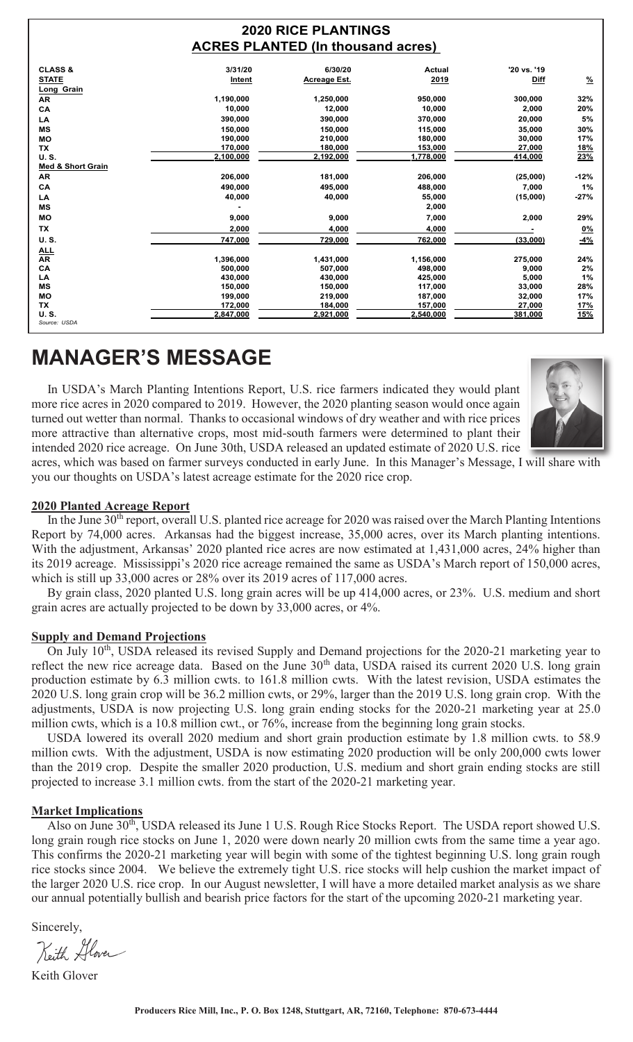## 2020 RICE PLANTINGS
## ACRES PLANTED (In thousand acres)

| CLASS & STATE | 3/31/20 Intent | 6/30/20 Acreage Est. | Actual 2019 | '20 vs. '19 Diff | % |
|---|---|---|---|---|---|
| **Long Grain** | | | | | |
| AR | 1,190,000 | 1,250,000 | 950,000 | 300,000 | 32% |
| CA | 10,000 | 12,000 | 10,000 | 2,000 | 20% |
| LA | 390,000 | 390,000 | 370,000 | 20,000 | 5% |
| MS | 150,000 | 150,000 | 115,000 | 35,000 | 30% |
| MO | 190,000 | 210,000 | 180,000 | 30,000 | 17% |
| TX | 170,000 | 180,000 | 153,000 | 27,000 | 18% |
| U. S. | 2,100,000 | 2,192,000 | 1,778,000 | 414,000 | 23% |
| **Med & Short Grain** | | | | | |
| AR | 206,000 | 181,000 | 206,000 | (25,000) | -12% |
| CA | 490,000 | 495,000 | 488,000 | 7,000 | 1% |
| LA | 40,000 | 40,000 | 55,000 | (15,000) | -27% |
| MS | - | | 2,000 | | |
| MO | 9,000 | 9,000 | 7,000 | 2,000 | 29% |
| TX | 2,000 | 4,000 | 4,000 | - | 0% |
| U. S. | 747,000 | 729,000 | 762,000 | (33,000) | -4% |
| **ALL** | | | | | |
| AR | 1,396,000 | 1,431,000 | 1,156,000 | 275,000 | 24% |
| CA | 500,000 | 507,000 | 498,000 | 9,000 | 2% |
| LA | 430,000 | 430,000 | 425,000 | 5,000 | 1% |
| MS | 150,000 | 150,000 | 117,000 | 33,000 | 28% |
| MO | 199,000 | 219,000 | 187,000 | 32,000 | 17% |
| TX | 172,000 | 184,000 | 157,000 | 27,000 | 17% |
| U. S. | 2,847,000 | 2,921,000 | 2,540,000 | 381,000 | 15% |

*Source: USDA*

# MANAGER'S MESSAGE

In USDA's March Planting Intentions Report, U.S. rice farmers indicated they would plant more rice acres in 2020 compared to 2019. However, the 2020 planting season would once again turned out wetter than normal. Thanks to occasional windows of dry weather and with rice prices more attractive than alternative crops, most mid-south farmers were determined to plant their intended 2020 rice acreage. On June 30th, USDA released an updated estimate of 2020 U.S. rice acres, which was based on farmer surveys conducted in early June. In this Manager's Message, I will share with you our thoughts on USDA's latest acreage estimate for the 2020 rice crop.

**2020 Planted Acreage Report**

In the June 30th report, overall U.S. planted rice acreage for 2020 was raised over the March Planting Intentions Report by 74,000 acres. Arkansas had the biggest increase, 35,000 acres, over its March planting intentions. With the adjustment, Arkansas' 2020 planted rice acres are now estimated at 1,431,000 acres, 24% higher than its 2019 acreage. Mississippi's 2020 rice acreage remained the same as USDA's March report of 150,000 acres, which is still up 33,000 acres or 28% over its 2019 acres of 117,000 acres.

By grain class, 2020 planted U.S. long grain acres will be up 414,000 acres, or 23%. U.S. medium and short grain acres are actually projected to be down by 33,000 acres, or 4%.

**Supply and Demand Projections**

On July 10th, USDA released its revised Supply and Demand projections for the 2020-21 marketing year to reflect the new rice acreage data. Based on the June 30th data, USDA raised its current 2020 U.S. long grain production estimate by 6.3 million cwts. to 161.8 million cwts. With the latest revision, USDA estimates the 2020 U.S. long grain crop will be 36.2 million cwts, or 29%, larger than the 2019 U.S. long grain crop. With the adjustments, USDA is now projecting U.S. long grain ending stocks for the 2020-21 marketing year at 25.0 million cwts, which is a 10.8 million cwt., or 76%, increase from the beginning long grain stocks.

USDA lowered its overall 2020 medium and short grain production estimate by 1.8 million cwts. to 58.9 million cwts. With the adjustment, USDA is now estimating 2020 production will be only 200,000 cwts lower than the 2019 crop. Despite the smaller 2020 production, U.S. medium and short grain ending stocks are still projected to increase 3.1 million cwts. from the start of the 2020-21 marketing year.

**Market Implications**

Also on June 30th, USDA released its June 1 U.S. Rough Rice Stocks Report. The USDA report showed U.S. long grain rough rice stocks on June 1, 2020 were down nearly 20 million cwts from the same time a year ago. This confirms the 2020-21 marketing year will begin with some of the tightest beginning U.S. long grain rough rice stocks since 2004. We believe the extremely tight U.S. rice stocks will help cushion the market impact of the larger 2020 U.S. rice crop. In our August newsletter, I will have a more detailed market analysis as we share our annual potentially bullish and bearish price factors for the start of the upcoming 2020-21 marketing year.

Sincerely,

Keith Glover

Keith Glover

**Producers Rice Mill, Inc., P. O. Box 1248, Stuttgart, AR, 72160, Telephone: 870-673-4444**